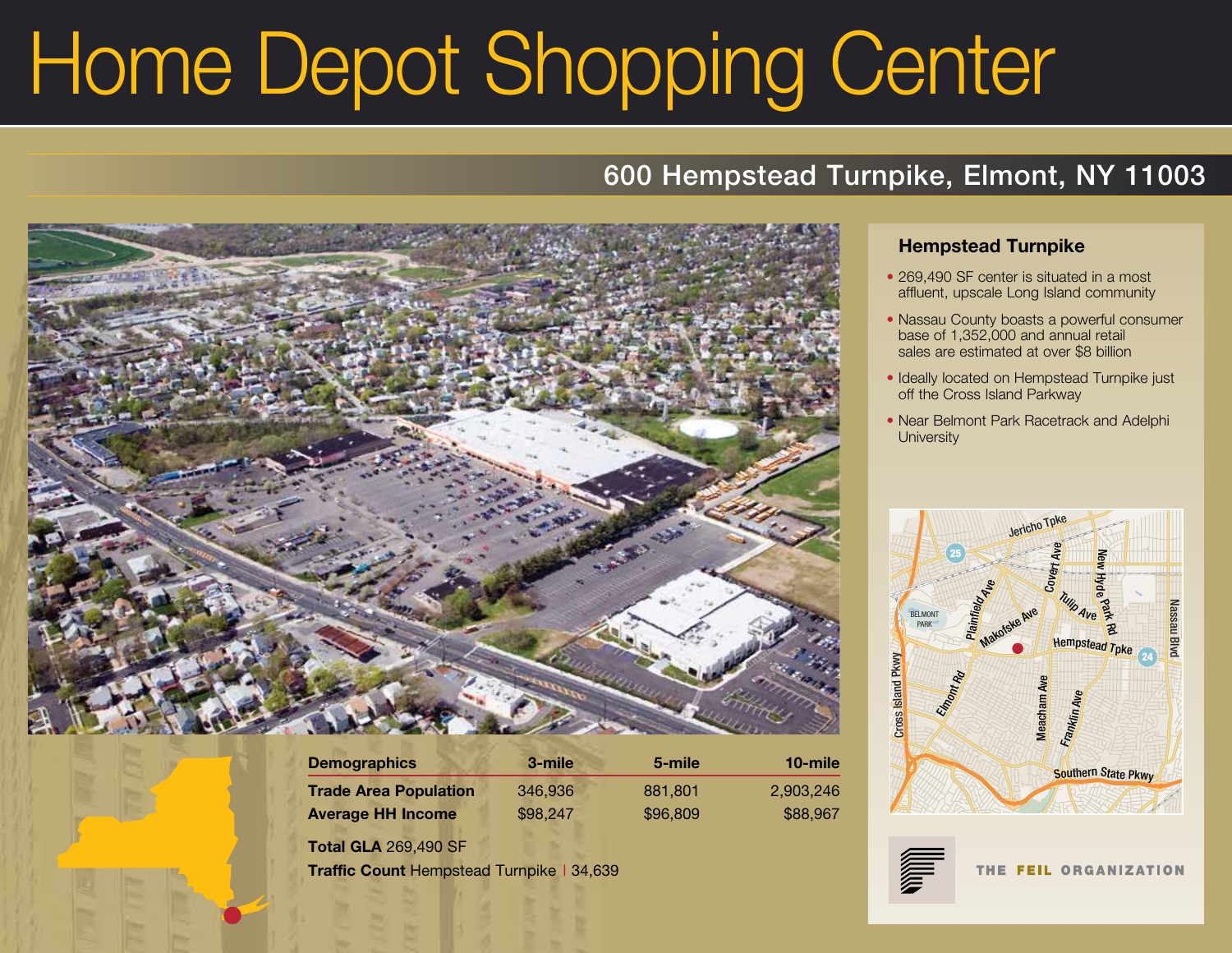# Home Depot Shopping Center

## 600 Hempstead Turnpike, Elmont, NY 11003

### Hempstead Turnpike

- 269,490 SF center is situated in a most affluent, upscale Long Island community
- Nassau County boasts a powerful consumer base of 1,352,000 and annual retail sales are estimated at over $8 billion
- Ideally located on Hempstead Turnpike just off the Cross Island Parkway
- Near Belmont Park Racetrack and Adelphi University

| Demographics | 3-mile | 5-mile | 10-mile |
|---|---|---|---|
| **Trade Area Population** | 346,936 | 881,801 | 2,903,246 |
| **Average HH Income** | $98,247 | $96,809 | $88,967 |

**Total GLA** 269,490 SF

**Traffic Count** Hempstead Turnpike | 34,639

THE FEIL ORGANIZATION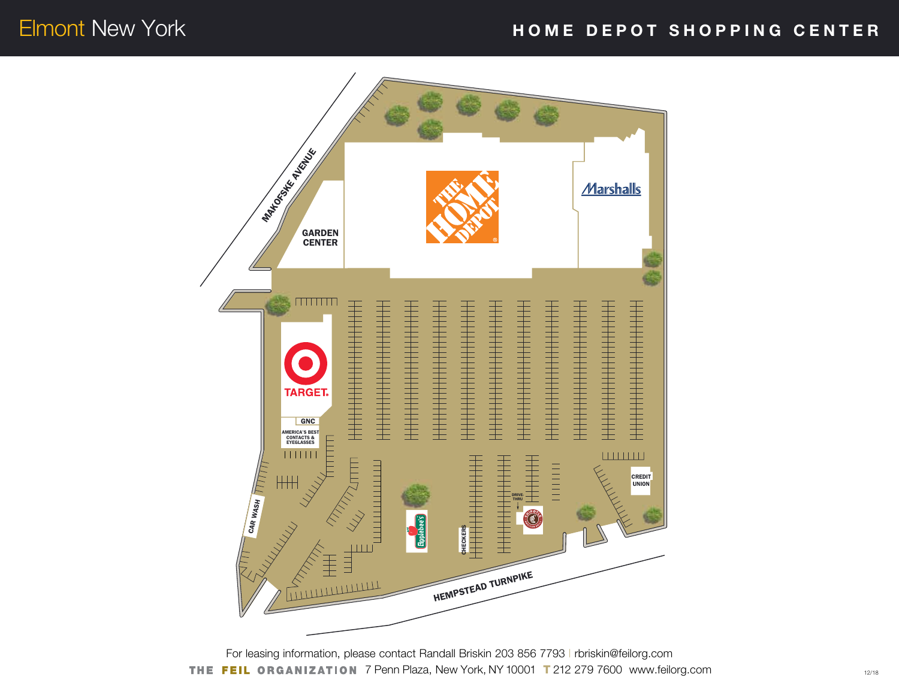# Elmont New York

## HOME DEPOT SHOPPING CENTER

MAKOFSKE AVENUE

GARDEN CENTER

THE HOME DEPOT

Marshalls

TARGET.

GNC

AMERICA'S BEST CONTACTS & EYEGLASSES

CAR WASH

Applebee's

CHECKERS

DRIVE THRU

CHIPOTLE

CREDIT UNION

HEMPSTEAD TURNPIKE

For leasing information, please contact Randall Briskin 203 856 7793 | rbriskin@feilorg.com

THE FEIL ORGANIZATION 7 Penn Plaza, New York, NY 10001 T 212 279 7600 www.feilorg.com

12/18